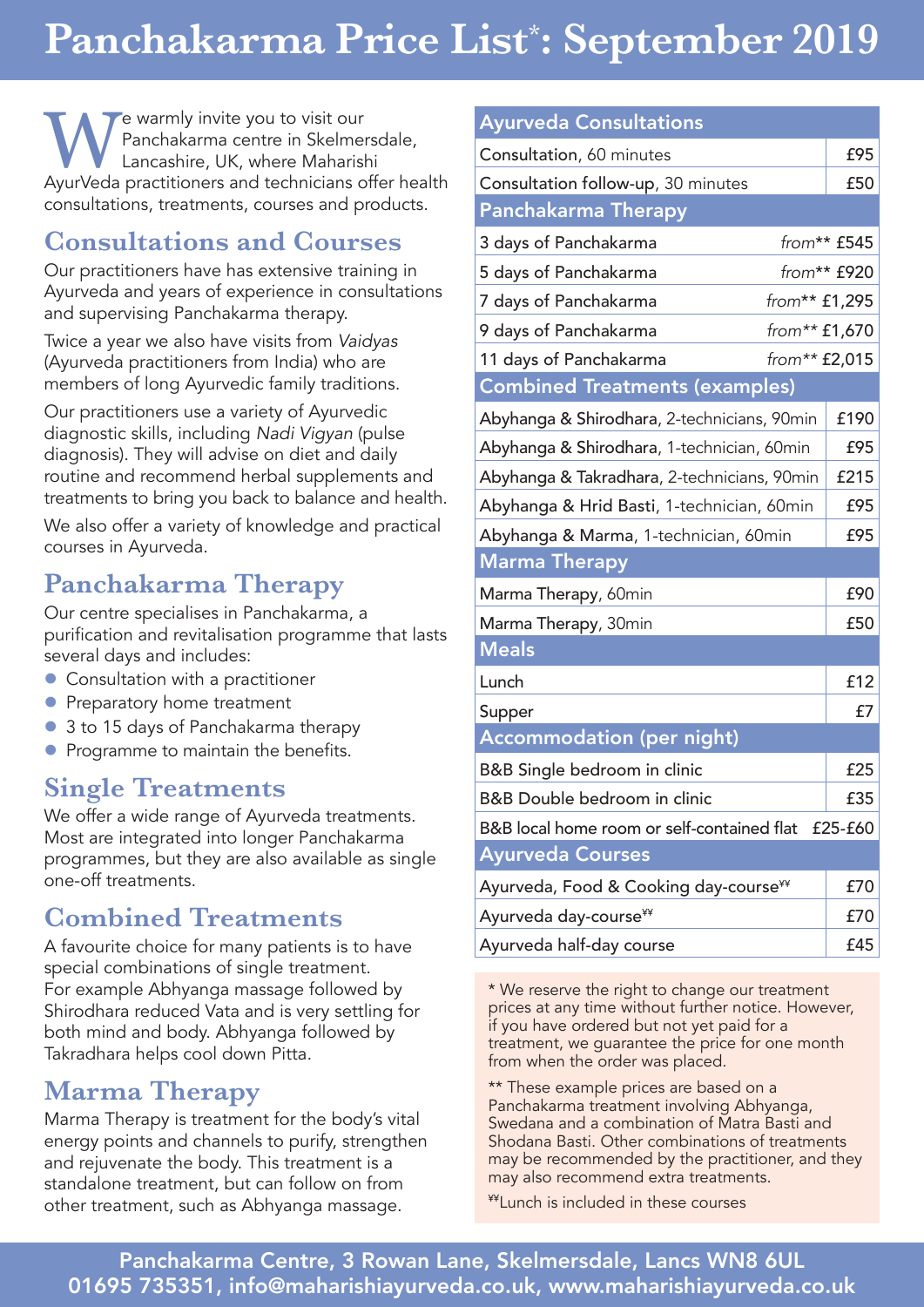# Panchakarma Price List*: September 2019

We warmly invite you to visit our Panchakarma centre in Skelmersdale, Lancashire, UK, where Maharishi AyurVeda practitioners and technicians offer health consultations, treatments, courses and products.

## Consultations and Courses

Our practitioners have has extensive training in Ayurveda and years of experience in consultations and supervising Panchakarma therapy.

Twice a year we also have visits from *Vaidyas* (Ayurveda practitioners from India) who are members of long Ayurvedic family traditions.

Our practitioners use a variety of Ayurvedic diagnostic skills, including *Nadi Vigyan* (pulse diagnosis). They will advise on diet and daily routine and recommend herbal supplements and treatments to bring you back to balance and health.

We also offer a variety of knowledge and practical courses in Ayurveda.

## Panchakarma Therapy

Our centre specialises in Panchakarma, a purification and revitalisation programme that lasts several days and includes:

- Consultation with a practitioner
- Preparatory home treatment
- 3 to 15 days of Panchakarma therapy
- Programme to maintain the benefits.

## Single Treatments

We offer a wide range of Ayurveda treatments. Most are integrated into longer Panchakarma programmes, but they are also available as single one-off treatments.

## Combined Treatments

A favourite choice for many patients is to have special combinations of single treatment. For example Abhyanga massage followed by Shirodhara reduced Vata and is very settling for both mind and body. Abhyanga followed by Takradhara helps cool down Pitta.

## Marma Therapy

Marma Therapy is treatment for the body's vital energy points and channels to purify, strengthen and rejuvenate the body. This treatment is a standalone treatment, but can follow on from other treatment, such as Abhyanga massage.

| Ayurveda Consultations | |
|---|---|
| **Consultation**, 60 minutes | £95 |
| **Consultation follow-up**, 30 minutes | £50 |
| **Panchakarma Therapy** | |
| 3 days of Panchakarma | *from*** £545 |
| 5 days of Panchakarma | *from*** £920 |
| 7 days of Panchakarma | *from*** £1,295 |
| 9 days of Panchakarma | *from*** £1,670 |
| 11 days of Panchakarma | *from*** £2,015 |
| **Combined Treatments (examples)** | |
| **Abhyanga & Shirodhara**, 2-technicians, 90min | £190 |
| **Abhyanga & Shirodhara**, 1-technician, 60min | £95 |
| **Abhyanga & Takradhara**, 2-technicians, 90min | £215 |
| **Abhyanga & Hrid Basti**, 1-technician, 60min | £95 |
| **Abhyanga & Marma**, 1-technician, 60min | £95 |
| **Marma Therapy** | |
| **Marma Therapy**, 60min | £90 |
| **Marma Therapy**, 30min | £50 |
| **Meals** | |
| Lunch | £12 |
| Supper | £7 |
| **Accommodation (per night)** | |
| B&B Single bedroom in clinic | £25 |
| B&B Double bedroom in clinic | £35 |
| B&B local home room or self-contained flat | £25-£60 |
| **Ayurveda Courses** | |
| Ayurveda, Food & Cooking day-course¥¥ | £70 |
| Ayurveda day-course¥¥ | £70 |
| Ayurveda half-day course | £45 |

\* We reserve the right to change our treatment prices at any time without further notice. However, if you have ordered but not yet paid for a treatment, we guarantee the price for one month from when the order was placed.

** These example prices are based on a Panchakarma treatment involving Abhyanga, Swedana and a combination of Matra Basti and Shodana Basti. Other combinations of treatments may be recommended by the practitioner, and they may also recommend extra treatments.

¥¥Lunch is included in these courses

**Panchakarma Centre, 3 Rowan Lane, Skelmersdale, Lancs WN8 6UL**
**01695 735351, info@maharishiayurveda.co.uk, www.maharishiayurveda.co.uk**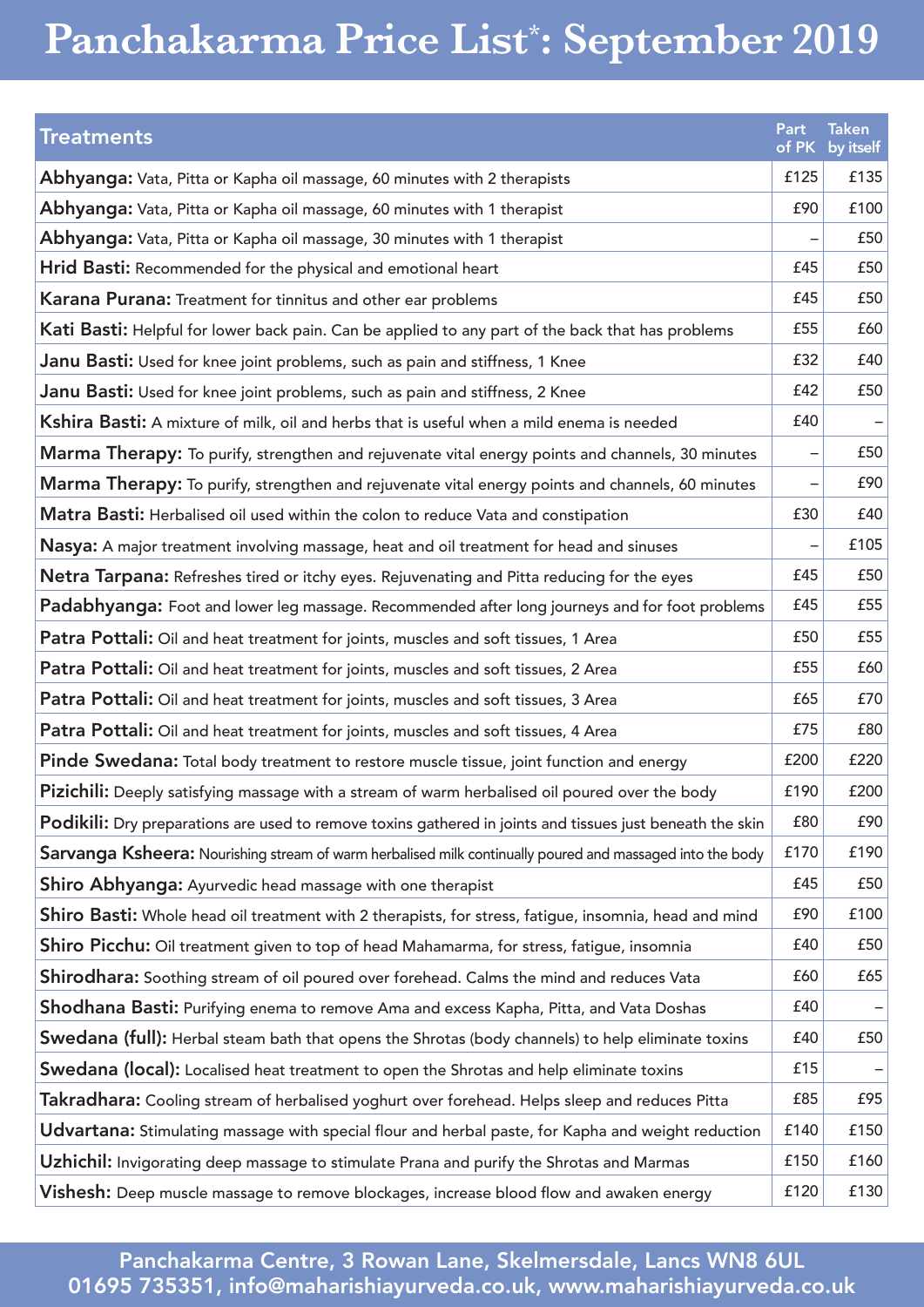# Panchakarma Price List*: September 2019

| Treatments | Part of PK | Taken by itself |
|---|---|---|
| **Abhyanga:** Vata, Pitta or Kapha oil massage, 60 minutes with 2 therapists | £125 | £135 |
| **Abhyanga:** Vata, Pitta or Kapha oil massage, 60 minutes with 1 therapist | £90 | £100 |
| **Abhyanga:** Vata, Pitta or Kapha oil massage, 30 minutes with 1 therapist | – | £50 |
| **Hrid Basti:** Recommended for the physical and emotional heart | £45 | £50 |
| **Karana Purana:** Treatment for tinnitus and other ear problems | £45 | £50 |
| **Kati Basti:** Helpful for lower back pain. Can be applied to any part of the back that has problems | £55 | £60 |
| **Janu Basti:** Used for knee joint problems, such as pain and stiffness, 1 Knee | £32 | £40 |
| **Janu Basti:** Used for knee joint problems, such as pain and stiffness, 2 Knee | £42 | £50 |
| **Kshira Basti:** A mixture of milk, oil and herbs that is useful when a mild enema is needed | £40 | – |
| **Marma Therapy:** To purify, strengthen and rejuvenate vital energy points and channels, 30 minutes | – | £50 |
| **Marma Therapy:** To purify, strengthen and rejuvenate vital energy points and channels, 60 minutes | – | £90 |
| **Matra Basti:** Herbalised oil used within the colon to reduce Vata and constipation | £30 | £40 |
| **Nasya:** A major treatment involving massage, heat and oil treatment for head and sinuses | – | £105 |
| **Netra Tarpana:** Refreshes tired or itchy eyes. Rejuvenating and Pitta reducing for the eyes | £45 | £50 |
| **Padabhyanga:** Foot and lower leg massage. Recommended after long journeys and for foot problems | £45 | £55 |
| **Patra Pottali:** Oil and heat treatment for joints, muscles and soft tissues, 1 Area | £50 | £55 |
| **Patra Pottali:** Oil and heat treatment for joints, muscles and soft tissues, 2 Area | £55 | £60 |
| **Patra Pottali:** Oil and heat treatment for joints, muscles and soft tissues, 3 Area | £65 | £70 |
| **Patra Pottali:** Oil and heat treatment for joints, muscles and soft tissues, 4 Area | £75 | £80 |
| **Pinde Swedana:** Total body treatment to restore muscle tissue, joint function and energy | £200 | £220 |
| **Pizichili:** Deeply satisfying massage with a stream of warm herbalised oil poured over the body | £190 | £200 |
| **Podikili:** Dry preparations are used to remove toxins gathered in joints and tissues just beneath the skin | £80 | £90 |
| **Sarvanga Ksheera:** Nourishing stream of warm herbalised milk continually poured and massaged into the body | £170 | £190 |
| **Shiro Abhyanga:** Ayurvedic head massage with one therapist | £45 | £50 |
| **Shiro Basti:** Whole head oil treatment with 2 therapists, for stress, fatigue, insomnia, head and mind | £90 | £100 |
| **Shiro Picchu:** Oil treatment given to top of head Mahamarma, for stress, fatigue, insomnia | £40 | £50 |
| **Shirodhara:** Soothing stream of oil poured over forehead. Calms the mind and reduces Vata | £60 | £65 |
| **Shodhana Basti:** Purifying enema to remove Ama and excess Kapha, Pitta, and Vata Doshas | £40 | – |
| **Swedana (full):** Herbal steam bath that opens the Shrotas (body channels) to help eliminate toxins | £40 | £50 |
| **Swedana (local):** Localised heat treatment to open the Shrotas and help eliminate toxins | £15 | – |
| **Takradhara:** Cooling stream of herbalised yoghurt over forehead. Helps sleep and reduces Pitta | £85 | £95 |
| **Udvartana:** Stimulating massage with special flour and herbal paste, for Kapha and weight reduction | £140 | £150 |
| **Uzhichil:** Invigorating deep massage to stimulate Prana and purify the Shrotas and Marmas | £150 | £160 |
| **Vishesh:** Deep muscle massage to remove blockages, increase blood flow and awaken energy | £120 | £130 |

Panchakarma Centre, 3 Rowan Lane, Skelmersdale, Lancs WN8 6UL
01695 735351, info@maharishiayurveda.co.uk, www.maharishiayurveda.co.uk